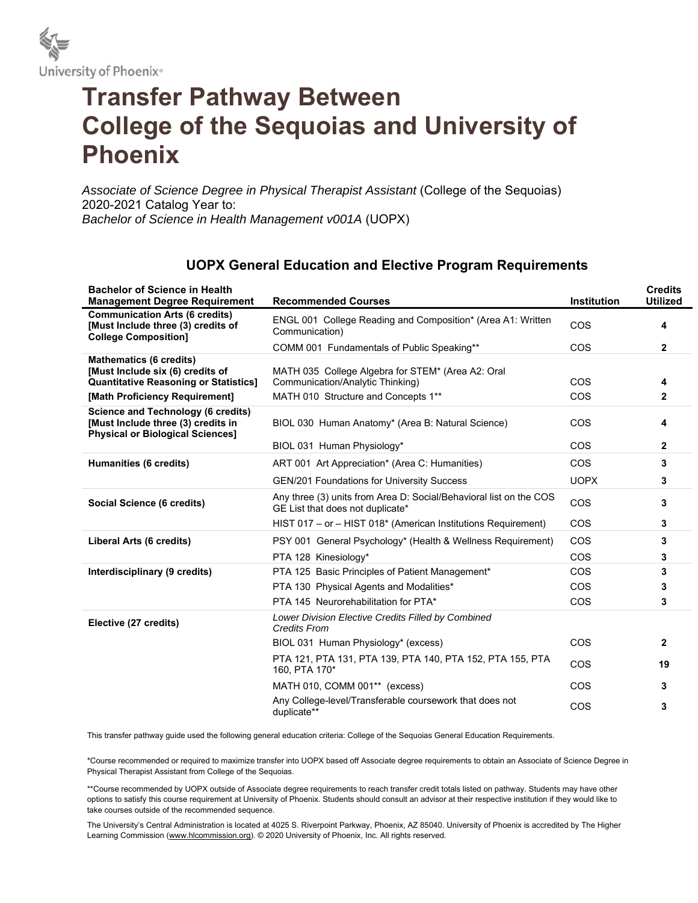University of Phoenix®

# Transfer Pathway Between College of the Sequoias and University of Phoenix

*Associate of Science Degree in Physical Therapist Assistant* (College of the Sequoias)
2020-2021 Catalog Year to:
*Bachelor of Science in Health Management v001A* (UOPX)

## UOPX General Education and Elective Program Requirements

| Bachelor of Science in Health Management Degree Requirement | Recommended Courses | Institution | Credits Utilized |
|---|---|---|---|
| **Communication Arts (6 credits) [Must Include three (3) credits of College Composition]** | ENGL 001 College Reading and Composition* (Area A1: Written Communication) | COS | **4** |
| | COMM 001 Fundamentals of Public Speaking** | COS | **2** |
| **Mathematics (6 credits) [Must Include six (6) credits of Quantitative Reasoning or Statistics]** | MATH 035 College Algebra for STEM* (Area A2: Oral Communication/Analytic Thinking) | COS | **4** |
| **[Math Proficiency Requirement]** | MATH 010 Structure and Concepts 1** | COS | **2** |
| **Science and Technology (6 credits) [Must Include three (3) credits in Physical or Biological Sciences]** | BIOL 030 Human Anatomy* (Area B: Natural Science) | COS | **4** |
| | BIOL 031 Human Physiology* | COS | **2** |
| **Humanities (6 credits)** | ART 001 Art Appreciation* (Area C: Humanities) | COS | **3** |
| | GEN/201 Foundations for University Success | UOPX | **3** |
| **Social Science (6 credits)** | Any three (3) units from Area D: Social/Behavioral list on the COS GE List that does not duplicate* | COS | **3** |
| | HIST 017 – or – HIST 018* (American Institutions Requirement) | COS | **3** |
| **Liberal Arts (6 credits)** | PSY 001 General Psychology* (Health & Wellness Requirement) | COS | **3** |
| | PTA 128 Kinesiology* | COS | **3** |
| **Interdisciplinary (9 credits)** | PTA 125 Basic Principles of Patient Management* | COS | **3** |
| | PTA 130 Physical Agents and Modalities* | COS | **3** |
| | PTA 145 Neurorehabilitation for PTA* | COS | **3** |
| **Elective (27 credits)** | *Lower Division Elective Credits Filled by Combined Credits From* | | |
| | BIOL 031 Human Physiology* (excess) | COS | **2** |
| | PTA 121, PTA 131, PTA 139, PTA 140, PTA 152, PTA 155, PTA 160, PTA 170* | COS | **19** |
| | MATH 010, COMM 001** (excess) | COS | **3** |
| | Any College-level/Transferable coursework that does not duplicate** | COS | **3** |

This transfer pathway guide used the following general education criteria: College of the Sequoias General Education Requirements.

*Course recommended or required to maximize transfer into UOPX based off Associate degree requirements to obtain an Associate of Science Degree in Physical Therapist Assistant from College of the Sequoias.

**Course recommended by UOPX outside of Associate degree requirements to reach transfer credit totals listed on pathway. Students may have other options to satisfy this course requirement at University of Phoenix. Students should consult an advisor at their respective institution if they would like to take courses outside of the recommended sequence.

The University's Central Administration is located at 4025 S. Riverpoint Parkway, Phoenix, AZ 85040. University of Phoenix is accredited by The Higher Learning Commission (www.hlcommission.org). © 2020 University of Phoenix, Inc. All rights reserved.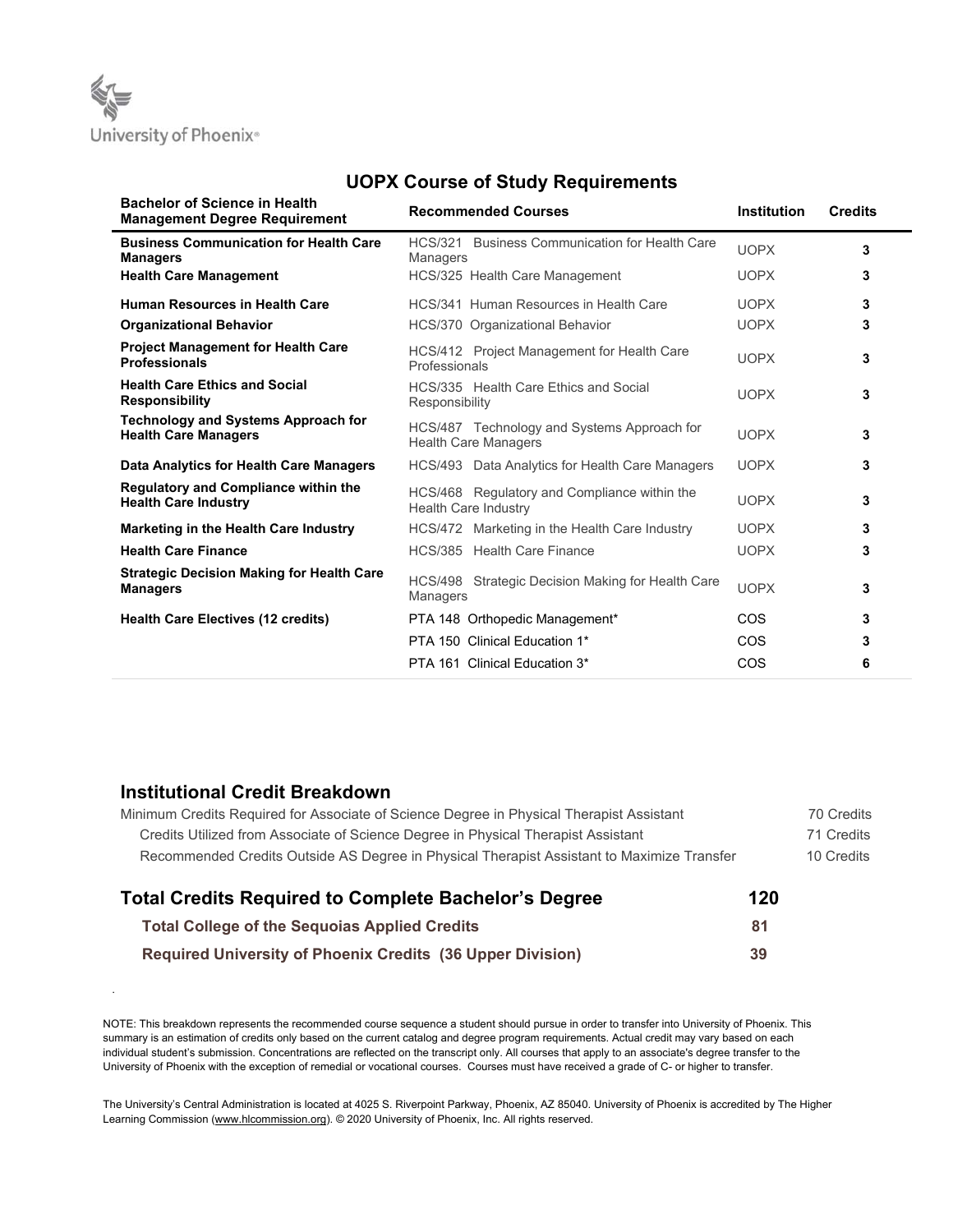University of Phoenix®

## UOPX Course of Study Requirements

| Bachelor of Science in Health Management Degree Requirement | Recommended Courses | Institution | Credits |
|---|---|---|---|
| **Business Communication for Health Care Managers** | HCS/321 Business Communication for Health Care Managers | UOPX | 3 |
| **Health Care Management** | HCS/325 Health Care Management | UOPX | 3 |
| **Human Resources in Health Care** | HCS/341 Human Resources in Health Care | UOPX | 3 |
| **Organizational Behavior** | HCS/370 Organizational Behavior | UOPX | 3 |
| **Project Management for Health Care Professionals** | HCS/412 Project Management for Health Care Professionals | UOPX | 3 |
| **Health Care Ethics and Social Responsibility** | HCS/335 Health Care Ethics and Social Responsibility | UOPX | 3 |
| **Technology and Systems Approach for Health Care Managers** | HCS/487 Technology and Systems Approach for Health Care Managers | UOPX | 3 |
| **Data Analytics for Health Care Managers** | HCS/493 Data Analytics for Health Care Managers | UOPX | 3 |
| **Regulatory and Compliance within the Health Care Industry** | HCS/468 Regulatory and Compliance within the Health Care Industry | UOPX | 3 |
| **Marketing in the Health Care Industry** | HCS/472 Marketing in the Health Care Industry | UOPX | 3 |
| **Health Care Finance** | HCS/385 Health Care Finance | UOPX | 3 |
| **Strategic Decision Making for Health Care Managers** | HCS/498 Strategic Decision Making for Health Care Managers | UOPX | 3 |
| **Health Care Electives (12 credits)** | PTA 148 Orthopedic Management* | COS | 3 |
| | PTA 150 Clinical Education 1* | COS | 3 |
| | PTA 161 Clinical Education 3* | COS | 6 |

## Institutional Credit Breakdown

| | |
|---|---|
| Minimum Credits Required for Associate of Science Degree in Physical Therapist Assistant | 70 Credits |
| Credits Utilized from Associate of Science Degree in Physical Therapist Assistant | 71 Credits |
| Recommended Credits Outside AS Degree in Physical Therapist Assistant to Maximize Transfer | 10 Credits |

| | |
|---|---|
| **Total Credits Required to Complete Bachelor's Degree** | **120** |
| **Total College of the Sequoias Applied Credits** | **81** |
| **Required University of Phoenix Credits (36 Upper Division)** | **39** |

NOTE: This breakdown represents the recommended course sequence a student should pursue in order to transfer into University of Phoenix. This summary is an estimation of credits only based on the current catalog and degree program requirements. Actual credit may vary based on each individual student's submission. Concentrations are reflected on the transcript only. All courses that apply to an associate's degree transfer to the University of Phoenix with the exception of remedial or vocational courses. Courses must have received a grade of C- or higher to transfer.

The University's Central Administration is located at 4025 S. Riverpoint Parkway, Phoenix, AZ 85040. University of Phoenix is accredited by The Higher Learning Commission (www.hlcommission.org). © 2020 University of Phoenix, Inc. All rights reserved.